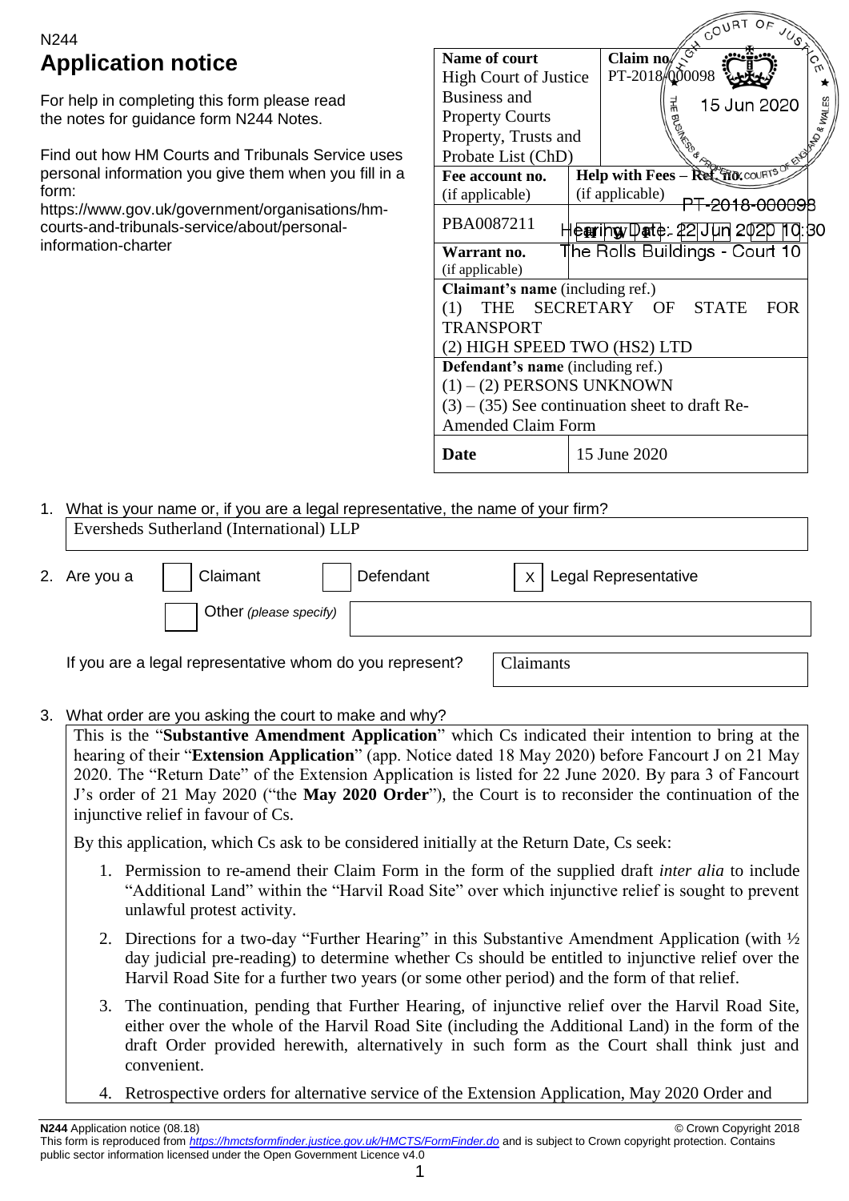N244

# Application notice

For help in completing this form please read the notes for guidance form N244 Notes.

Find out how HM Courts and Tribunals Service uses personal information you give them when you fill in a form:
https://www.gov.uk/government/organisations/hm-courts-and-tribunals-service/about/personal-information-charter

| **Name of court** | **Claim no.** |
|---|---|
| High Court of Justice Business and Property Courts Property, Trusts and Probate List (ChD) | PT-2018/000098 |
| **Fee account no.** (if applicable) | **Help with Fees – Ref. no.** (if applicable) |
| PBA0087211 | PT-2018-000098 Hearing Date: 22 Jun 2020 10:30 |
| **Warrant no.** (if applicable) | The Rolls Buildings - Court 10 |

**Claimant's name** (including ref.)
(1) THE SECRETARY OF STATE FOR TRANSPORT
(2) HIGH SPEED TWO (HS2) LTD

**Defendant's name** (including ref.)
(1) – (2) PERSONS UNKNOWN
(3) – (35) See continuation sheet to draft Re-Amended Claim Form

| **Date** | 15 June 2020 |
|---|---|

15 Jun 2020

1. What is your name or, if you are a legal representative, the name of your firm?

   Eversheds Sutherland (International) LLP

2. Are you a [ ] Claimant [ ] Defendant [X] Legal Representative

   [ ] Other *(please specify)*

   If you are a legal representative whom do you represent? Claimants

3. What order are you asking the court to make and why?

This is the "**Substantive Amendment Application**" which Cs indicated their intention to bring at the hearing of their "**Extension Application**" (app. Notice dated 18 May 2020) before Fancourt J on 21 May 2020. The "Return Date" of the Extension Application is listed for 22 June 2020. By para 3 of Fancourt J's order of 21 May 2020 ("the **May 2020 Order**"), the Court is to reconsider the continuation of the injunctive relief in favour of Cs.

By this application, which Cs ask to be considered initially at the Return Date, Cs seek:

1. Permission to re-amend their Claim Form in the form of the supplied draft *inter alia* to include "Additional Land" within the "Harvil Road Site" over which injunctive relief is sought to prevent unlawful protest activity.
2. Directions for a two-day "Further Hearing" in this Substantive Amendment Application (with ½ day judicial pre-reading) to determine whether Cs should be entitled to injunctive relief over the Harvil Road Site for a further two years (or some other period) and the form of that relief.
3. The continuation, pending that Further Hearing, of injunctive relief over the Harvil Road Site, either over the whole of the Harvil Road Site (including the Additional Land) in the form of the draft Order provided herewith, alternatively in such form as the Court shall think just and convenient.
4. Retrospective orders for alternative service of the Extension Application, May 2020 Order and

**N244** Application notice (08.18) © Crown Copyright 2018
This form is reproduced from https://hmctsformfinder.justice.gov.uk/HMCTS/FormFinder.do and is subject to Crown copyright protection. Contains public sector information licensed under the Open Government Licence v4.0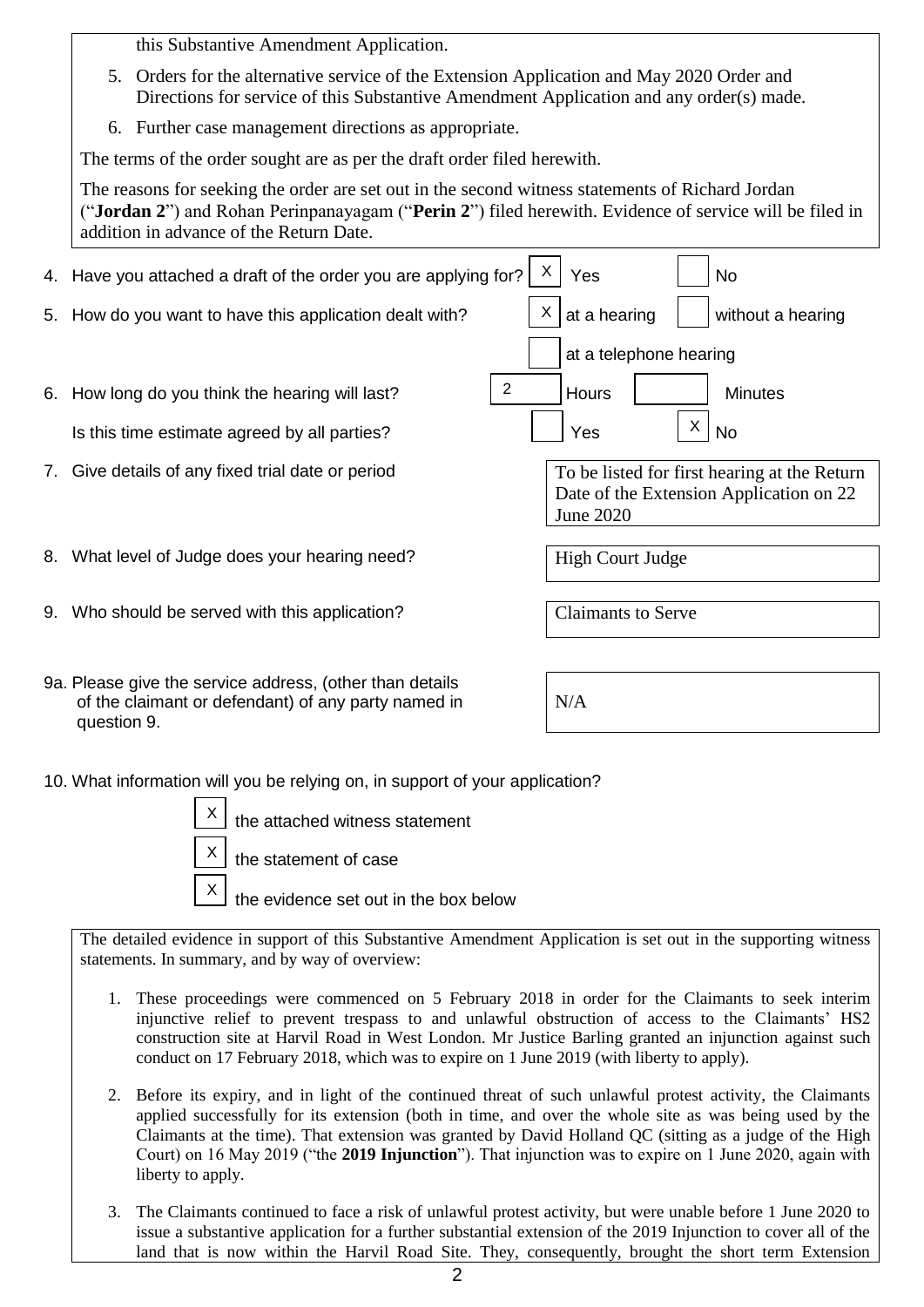this Substantive Amendment Application.

5. Orders for the alternative service of the Extension Application and May 2020 Order and Directions for service of this Substantive Amendment Application and any order(s) made.
6. Further case management directions as appropriate.

The terms of the order sought are as per the draft order filed herewith.

The reasons for seeking the order are set out in the second witness statements of Richard Jordan ("**Jordan 2**") and Rohan Perinpanayagam ("**Perin 2**") filed herewith. Evidence of service will be filed in addition in advance of the Return Date.

4. Have you attached a draft of the order you are applying for? [X] Yes [ ] No

5. How do you want to have this application dealt with? [X] at a hearing [ ] without a hearing [ ] at a telephone hearing

6. How long do you think the hearing will last? 2 Hours [ ] Minutes

   Is this time estimate agreed by all parties? [ ] Yes [X] No

7. Give details of any fixed trial date or period: To be listed for first hearing at the Return Date of the Extension Application on 22 June 2020

8. What level of Judge does your hearing need? High Court Judge

9. Who should be served with this application? Claimants to Serve

9a. Please give the service address, (other than details of the claimant or defendant) of any party named in question 9. N/A

10. What information will you be relying on, in support of your application?

[X] the attached witness statement

[X] the statement of case

[X] the evidence set out in the box below

The detailed evidence in support of this Substantive Amendment Application is set out in the supporting witness statements. In summary, and by way of overview:

1. These proceedings were commenced on 5 February 2018 in order for the Claimants to seek interim injunctive relief to prevent trespass to and unlawful obstruction of access to the Claimants' HS2 construction site at Harvil Road in West London. Mr Justice Barling granted an injunction against such conduct on 17 February 2018, which was to expire on 1 June 2019 (with liberty to apply).

2. Before its expiry, and in light of the continued threat of such unlawful protest activity, the Claimants applied successfully for its extension (both in time, and over the whole site as was being used by the Claimants at the time). That extension was granted by David Holland QC (sitting as a judge of the High Court) on 16 May 2019 ("the **2019 Injunction**"). That injunction was to expire on 1 June 2020, again with liberty to apply.

3. The Claimants continued to face a risk of unlawful protest activity, but were unable before 1 June 2020 to issue a substantive application for a further substantial extension of the 2019 Injunction to cover all of the land that is now within the Harvil Road Site. They, consequently, brought the short term Extension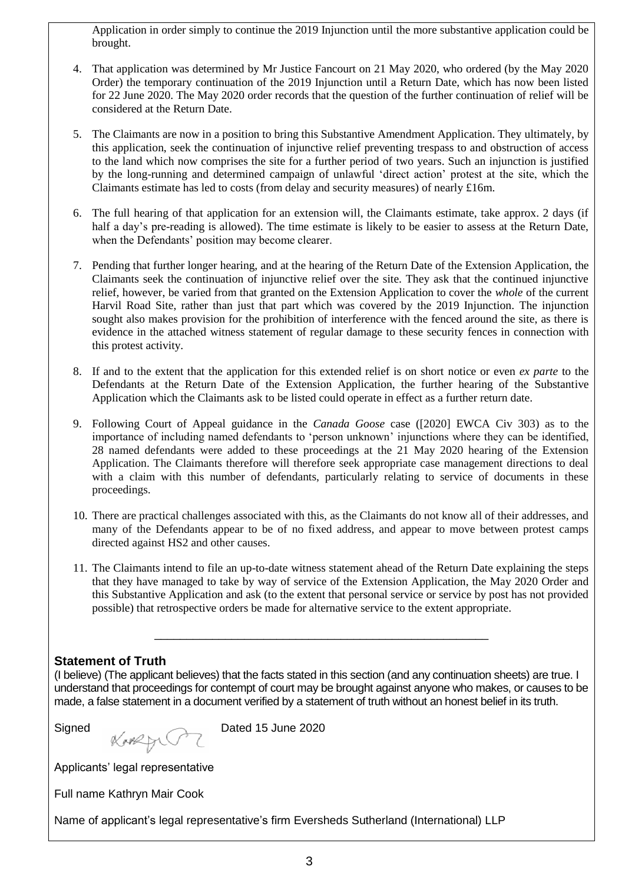Application in order simply to continue the 2019 Injunction until the more substantive application could be brought.

4. That application was determined by Mr Justice Fancourt on 21 May 2020, who ordered (by the May 2020 Order) the temporary continuation of the 2019 Injunction until a Return Date, which has now been listed for 22 June 2020. The May 2020 order records that the question of the further continuation of relief will be considered at the Return Date.

5. The Claimants are now in a position to bring this Substantive Amendment Application. They ultimately, by this application, seek the continuation of injunctive relief preventing trespass to and obstruction of access to the land which now comprises the site for a further period of two years. Such an injunction is justified by the long-running and determined campaign of unlawful 'direct action' protest at the site, which the Claimants estimate has led to costs (from delay and security measures) of nearly £16m.

6. The full hearing of that application for an extension will, the Claimants estimate, take approx. 2 days (if half a day's pre-reading is allowed). The time estimate is likely to be easier to assess at the Return Date, when the Defendants' position may become clearer.

7. Pending that further longer hearing, and at the hearing of the Return Date of the Extension Application, the Claimants seek the continuation of injunctive relief over the site. They ask that the continued injunctive relief, however, be varied from that granted on the Extension Application to cover the *whole* of the current Harvil Road Site, rather than just that part which was covered by the 2019 Injunction. The injunction sought also makes provision for the prohibition of interference with the fenced around the site, as there is evidence in the attached witness statement of regular damage to these security fences in connection with this protest activity.

8. If and to the extent that the application for this extended relief is on short notice or even *ex parte* to the Defendants at the Return Date of the Extension Application, the further hearing of the Substantive Application which the Claimants ask to be listed could operate in effect as a further return date.

9. Following Court of Appeal guidance in the *Canada Goose* case ([2020] EWCA Civ 303) as to the importance of including named defendants to 'person unknown' injunctions where they can be identified, 28 named defendants were added to these proceedings at the 21 May 2020 hearing of the Extension Application. The Claimants therefore will therefore seek appropriate case management directions to deal with a claim with this number of defendants, particularly relating to service of documents in these proceedings.

10. There are practical challenges associated with this, as the Claimants do not know all of their addresses, and many of the Defendants appear to be of no fixed address, and appear to move between protest camps directed against HS2 and other causes.

11. The Claimants intend to file an up-to-date witness statement ahead of the Return Date explaining the steps that they have managed to take by way of service of the Extension Application, the May 2020 Order and this Substantive Application and ask (to the extent that personal service or service by post has not provided possible) that retrospective orders be made for alternative service to the extent appropriate.

---

## Statement of Truth

(I believe) (The applicant believes) that the facts stated in this section (and any continuation sheets) are true. I understand that proceedings for contempt of court may be brought against anyone who makes, or causes to be made, a false statement in a document verified by a statement of truth without an honest belief in its truth.

Signed [signature] Dated 15 June 2020

Applicants' legal representative

Full name Kathryn Mair Cook

Name of applicant's legal representative's firm Eversheds Sutherland (International) LLP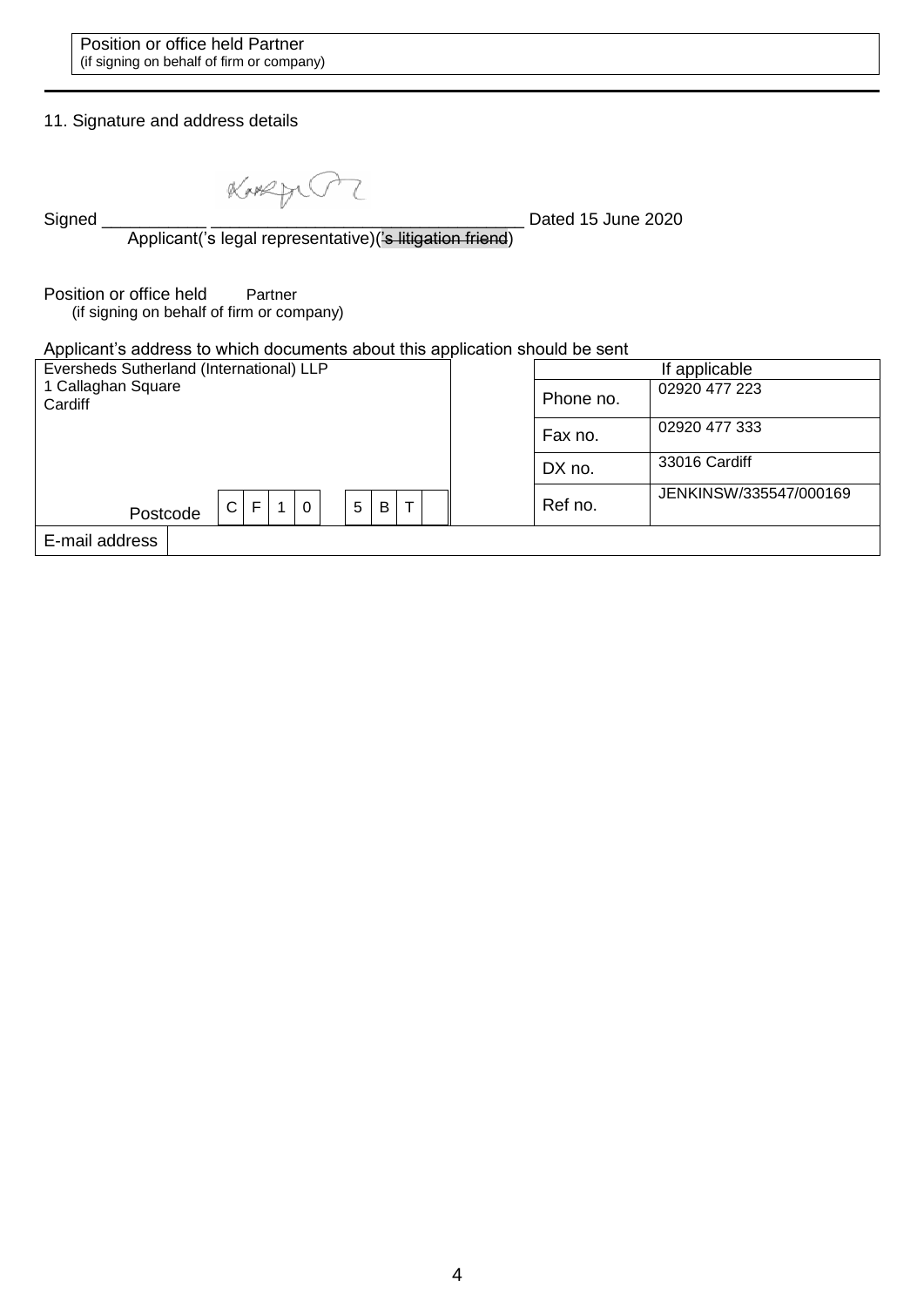| |
|---|
| Position or office held Partner<br>(if signing on behalf of firm or company) |

11. Signature and address details

Signed ___________ ________________________________ Dated 15 June 2020
Applicant('s legal representative)(~~'s litigation friend~~)

Position or office held Partner
(if signing on behalf of firm or company)

Applicant's address to which documents about this application should be sent

| | |
|---|---|
| Eversheds Sutherland (International) LLP<br>1 Callaghan Square<br>Cardiff | |
| Postcode | CF10 5BT |
| E-mail address | |

| If applicable | |
|---|---|
| Phone no. | 02920 477 223 |
| Fax no. | 02920 477 333 |
| DX no. | 33016 Cardiff |
| Ref no. | JENKINSW/335547/000169 |